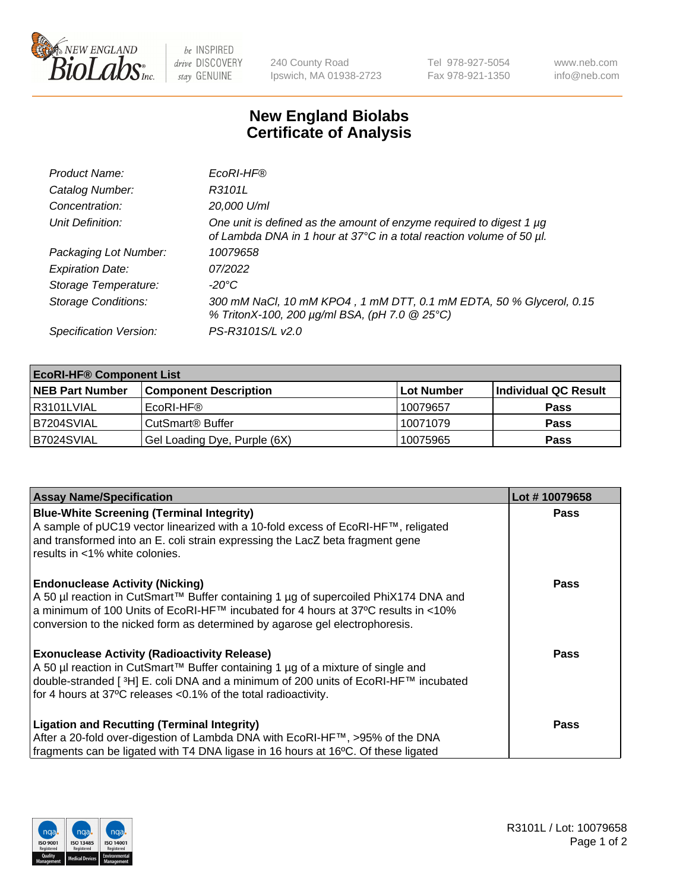# New England Biolabs Certificate of Analysis

| | |
|---|---|
| *Product Name:* | *EcoRI-HF®* |
| *Catalog Number:* | *R3101L* |
| *Concentration:* | *20,000 U/ml* |
| *Unit Definition:* | *One unit is defined as the amount of enzyme required to digest 1 µg of Lambda DNA in 1 hour at 37°C in a total reaction volume of 50 µl.* |
| *Packaging Lot Number:* | *10079658* |
| *Expiration Date:* | *07/2022* |
| *Storage Temperature:* | *-20°C* |
| *Storage Conditions:* | *300 mM NaCl, 10 mM KPO4 , 1 mM DTT, 0.1 mM EDTA, 50 % Glycerol, 0.15 % TritonX-100, 200 µg/ml BSA, (pH 7.0 @ 25°C)* |
| *Specification Version:* | *PS-R3101S/L v2.0* |

| **EcoRI-HF® Component List** | | | |
|---|---|---|---|
| **NEB Part Number** | **Component Description** | **Lot Number** | **Individual QC Result** |
| R3101LVIAL | EcoRI-HF® | 10079657 | **Pass** |
| B7204SVIAL | CutSmart® Buffer | 10071079 | **Pass** |
| B7024SVIAL | Gel Loading Dye, Purple (6X) | 10075965 | **Pass** |

| Assay Name/Specification | Lot # 10079658 |
|---|---|
| **Blue-White Screening (Terminal Integrity)**<br>A sample of pUC19 vector linearized with a 10-fold excess of EcoRI-HF™, religated and transformed into an E. coli strain expressing the LacZ beta fragment gene results in <1% white colonies. | **Pass** |
| **Endonuclease Activity (Nicking)**<br>A 50 µl reaction in CutSmart™ Buffer containing 1 µg of supercoiled PhiX174 DNA and a minimum of 100 Units of EcoRI-HF™ incubated for 4 hours at 37ºC results in <10% conversion to the nicked form as determined by agarose gel electrophoresis. | **Pass** |
| **Exonuclease Activity (Radioactivity Release)**<br>A 50 µl reaction in CutSmart™ Buffer containing 1 µg of a mixture of single and double-stranded [ $^{3}$H] E. coli DNA and a minimum of 200 units of EcoRI-HF™ incubated for 4 hours at 37ºC releases <0.1% of the total radioactivity. | **Pass** |
| **Ligation and Recutting (Terminal Integrity)**<br>After a 20-fold over-digestion of Lambda DNA with EcoRI-HF™, >95% of the DNA fragments can be ligated with T4 DNA ligase in 16 hours at 16ºC. Of these ligated | **Pass** |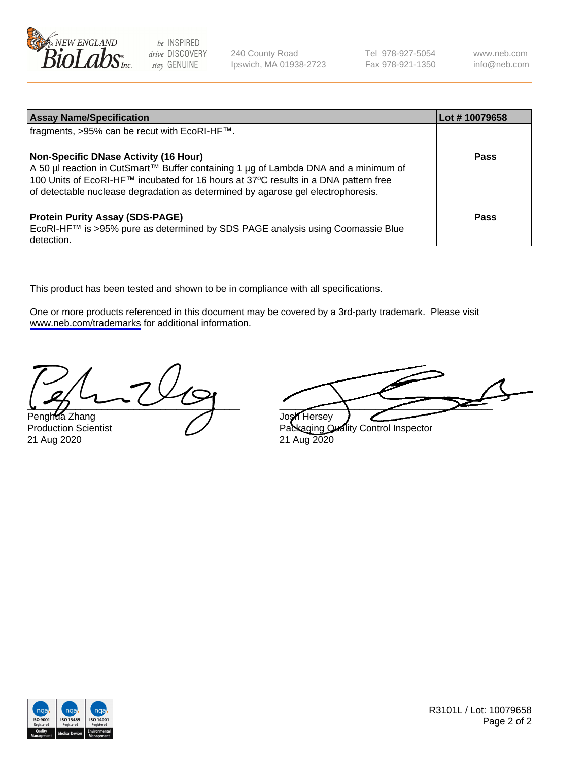| Assay Name/Specification | Lot # 10079658 |
|---|---|
| fragments, >95% can be recut with EcoRI-HF™. | |
| **Non-Specific DNase Activity (16 Hour)**<br>A 50 µl reaction in CutSmart™ Buffer containing 1 µg of Lambda DNA and a minimum of 100 Units of EcoRI-HF™ incubated for 16 hours at 37ºC results in a DNA pattern free of detectable nuclease degradation as determined by agarose gel electrophoresis. | **Pass** |
| **Protein Purity Assay (SDS-PAGE)**<br>EcoRI-HF™ is >95% pure as determined by SDS PAGE analysis using Coomassie Blue detection. | **Pass** |

This product has been tested and shown to be in compliance with all specifications.

One or more products referenced in this document may be covered by a 3rd-party trademark. Please visit www.neb.com/trademarks for additional information.

Penghua Zhang
Production Scientist
21 Aug 2020

Josh Hersey
Packaging Quality Control Inspector
21 Aug 2020

R3101L / Lot: 10079658